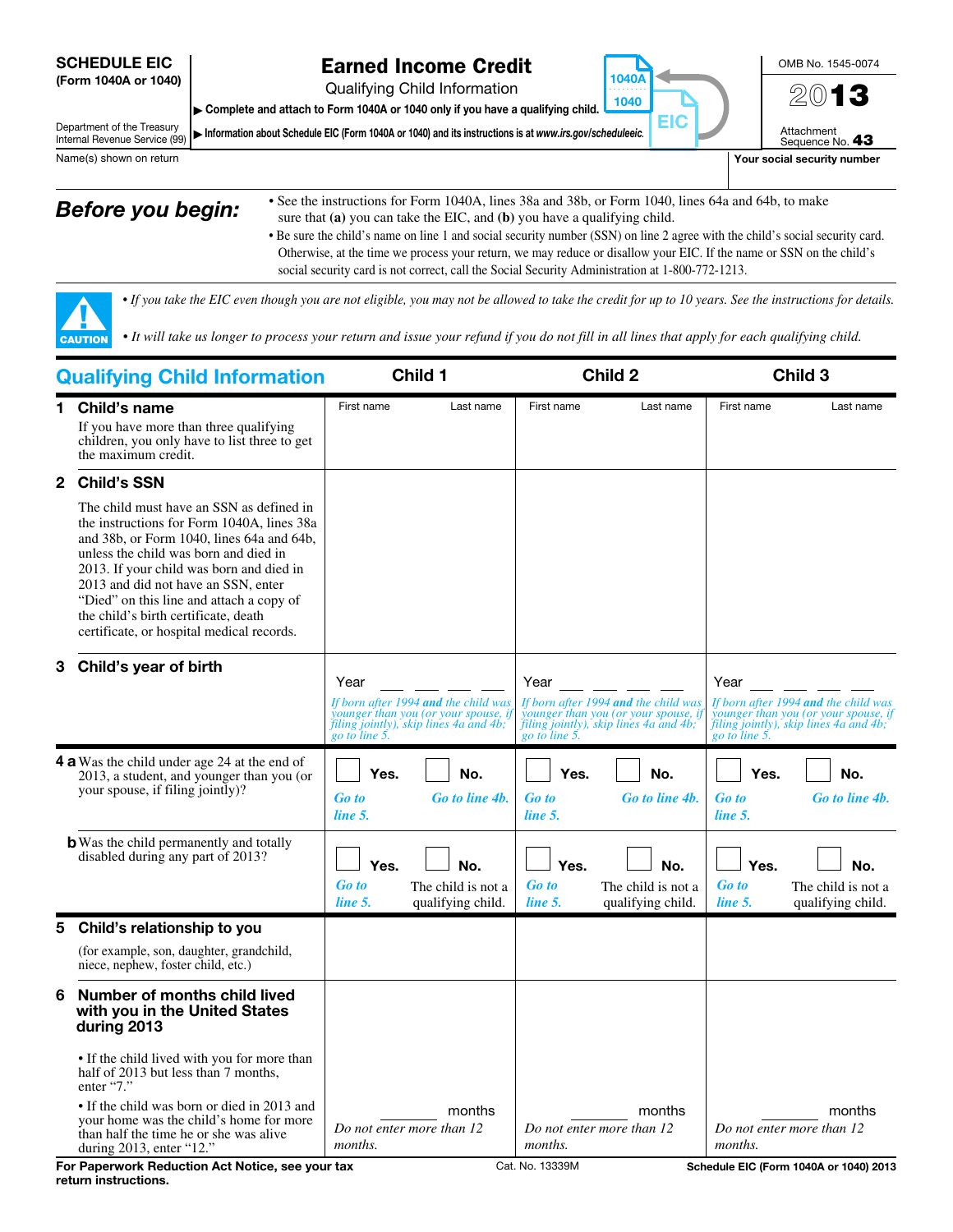**SCHEDULE EIC (Form 1040A or 1040)**

Department of the Treasury
Internal Revenue Service (99)

# Earned Income Credit

Qualifying Child Information

▶ **Complete and attach to Form 1040A or 1040 only if you have a qualifying child.**

▶ **Information about Schedule EIC (Form 1040A or 1040) and its instructions is at *www.irs.gov/scheduleeic.***

1040A
1040
EIC

OMB No. 1545-0074

**2013**

Attachment Sequence No. **43**

Name(s) shown on return

**Your social security number**

## *Before you begin:*

- See the instructions for Form 1040A, lines 38a and 38b, or Form 1040, lines 64a and 64b, to make sure that **(a)** you can take the EIC, and **(b)** you have a qualifying child.
- Be sure the child's name on line 1 and social security number (SSN) on line 2 agree with the child's social security card. Otherwise, at the time we process your return, we may reduce or disallow your EIC. If the name or SSN on the child's social security card is not correct, call the Social Security Administration at 1-800-772-1213.

**CAUTION**

- *If you take the EIC even though you are not eligible, you may not be allowed to take the credit for up to 10 years. See the instructions for details.*
- *It will take us longer to process your return and issue your refund if you do not fill in all lines that apply for each qualifying child.*

| Qualifying Child Information | Child 1 | Child 2 | Child 3 |
|---|---|---|---|
| **1 Child's name**<br>If you have more than three qualifying children, you only have to list three to get the maximum credit. | First name Last name | First name Last name | First name Last name |
| **2 Child's SSN**<br>The child must have an SSN as defined in the instructions for Form 1040A, lines 38a and 38b, or Form 1040, lines 64a and 64b, unless the child was born and died in 2013. If your child was born and died in 2013 and did not have an SSN, enter "Died" on this line and attach a copy of the child's birth certificate, death certificate, or hospital medical records. | | | |
| **3 Child's year of birth** | Year ____<br>*If born after 1994* ***and*** *the child was younger than you (or your spouse, if filing jointly), skip lines 4a and 4b; go to line 5.* | Year ____<br>*If born after 1994* ***and*** *the child was younger than you (or your spouse, if filing jointly), skip lines 4a and 4b; go to line 5.* | Year ____<br>*If born after 1994* ***and*** *the child was younger than you (or your spouse, if filing jointly), skip lines 4a and 4b; go to line 5.* |
| **4 a** Was the child under age 24 at the end of 2013, a student, and younger than you (or your spouse, if filing jointly)? | ☐ **Yes.** *Go to line 5.* ☐ **No.** *Go to line 4b.* | ☐ **Yes.** *Go to line 5.* ☐ **No.** *Go to line 4b.* | ☐ **Yes.** *Go to line 5.* ☐ **No.** *Go to line 4b.* |
| **b** Was the child permanently and totally disabled during any part of 2013? | ☐ **Yes.** *Go to line 5.* ☐ **No.** The child is not a qualifying child. | ☐ **Yes.** *Go to line 5.* ☐ **No.** The child is not a qualifying child. | ☐ **Yes.** *Go to line 5.* ☐ **No.** The child is not a qualifying child. |
| **5 Child's relationship to you**<br>(for example, son, daughter, grandchild, niece, nephew, foster child, etc.) | | | |
| **6 Number of months child lived with you in the United States during 2013**<br>• If the child lived with you for more than half of 2013 but less than 7 months, enter "7."<br>• If the child was born or died in 2013 and your home was the child's home for more than half the time he or she was alive during 2013, enter "12." | ____ months<br>*Do not enter more than 12 months.* | ____ months<br>*Do not enter more than 12 months.* | ____ months<br>*Do not enter more than 12 months.* |

**For Paperwork Reduction Act Notice, see your tax return instructions.** Cat. No. 13339M **Schedule EIC (Form 1040A or 1040) 2013**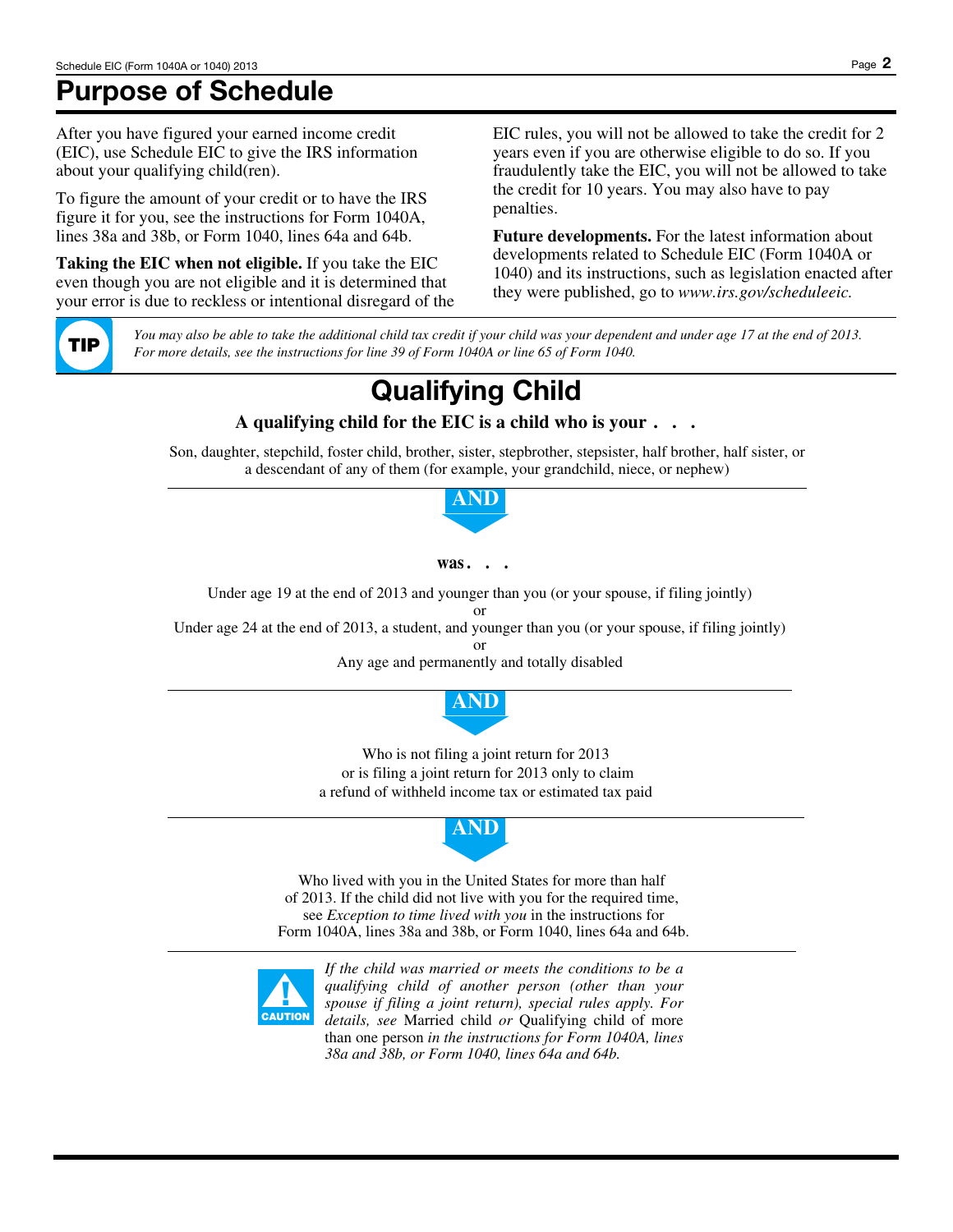# Purpose of Schedule

After you have figured your earned income credit (EIC), use Schedule EIC to give the IRS information about your qualifying child(ren).

To figure the amount of your credit or to have the IRS figure it for you, see the instructions for Form 1040A, lines 38a and 38b, or Form 1040, lines 64a and 64b.

**Taking the EIC when not eligible.** If you take the EIC even though you are not eligible and it is determined that your error is due to reckless or intentional disregard of the EIC rules, you will not be allowed to take the credit for 2 years even if you are otherwise eligible to do so. If you fraudulently take the EIC, you will not be allowed to take the credit for 10 years. You may also have to pay penalties.

**Future developments.** For the latest information about developments related to Schedule EIC (Form 1040A or 1040) and its instructions, such as legislation enacted after they were published, go to *www.irs.gov/scheduleeic.*

**TIP** *You may also be able to take the additional child tax credit if your child was your dependent and under age 17 at the end of 2013. For more details, see the instructions for line 39 of Form 1040A or line 65 of Form 1040.*

# Qualifying Child

**A qualifying child for the EIC is a child who is your . . .**

Son, daughter, stepchild, foster child, brother, sister, stepbrother, stepsister, half brother, half sister, or a descendant of any of them (for example, your grandchild, niece, or nephew)

**AND**

**was . . .**

Under age 19 at the end of 2013 and younger than you (or your spouse, if filing jointly)
or
Under age 24 at the end of 2013, a student, and younger than you (or your spouse, if filing jointly)
or
Any age and permanently and totally disabled

**AND**

Who is not filing a joint return for 2013
or is filing a joint return for 2013 only to claim
a refund of withheld income tax or estimated tax paid

**AND**

Who lived with you in the United States for more than half of 2013. If the child did not live with you for the required time, see *Exception to time lived with you* in the instructions for Form 1040A, lines 38a and 38b, or Form 1040, lines 64a and 64b.

**CAUTION** *If the child was married or meets the conditions to be a qualifying child of another person (other than your spouse if filing a joint return), special rules apply. For details, see* Married child *or* Qualifying child of more than one person *in the instructions for Form 1040A, lines 38a and 38b, or Form 1040, lines 64a and 64b.*